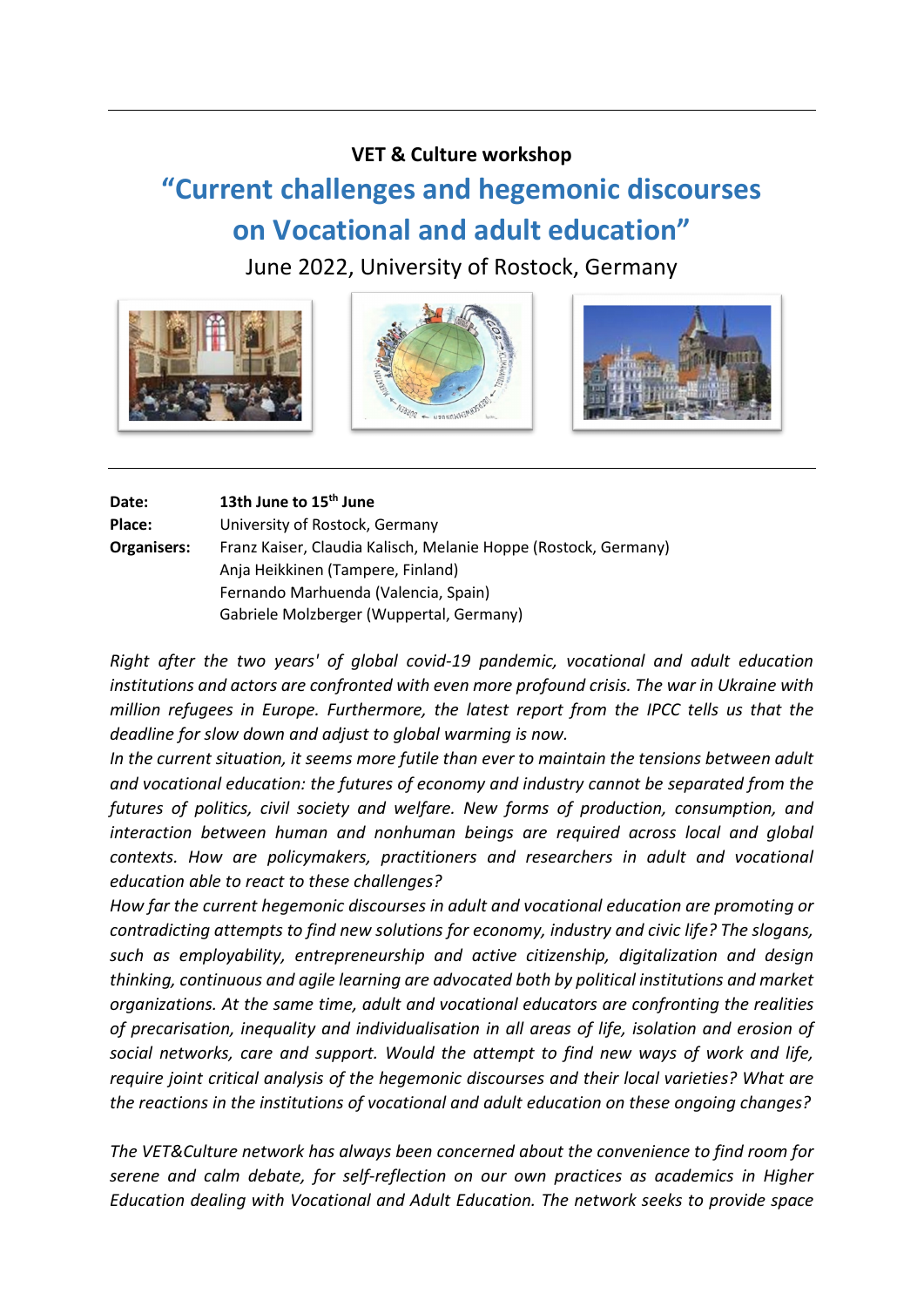**VET & Culture workshop**

# "Current challenges and hegemonic discourses on Vocational and adult education"

June 2022, University of Rostock, Germany

| | |
|---|---|
| **Date:** | **13th June to 15th June** |
| **Place:** | University of Rostock, Germany |
| **Organisers:** | Franz Kaiser, Claudia Kalisch, Melanie Hoppe (Rostock, Germany) |
| | Anja Heikkinen (Tampere, Finland) |
| | Fernando Marhuenda (Valencia, Spain) |
| | Gabriele Molzberger (Wuppertal, Germany) |

*Right after the two years' of global covid-19 pandemic, vocational and adult education institutions and actors are confronted with even more profound crisis. The war in Ukraine with million refugees in Europe. Furthermore, the latest report from the IPCC tells us that the deadline for slow down and adjust to global warming is now.*

*In the current situation, it seems more futile than ever to maintain the tensions between adult and vocational education: the futures of economy and industry cannot be separated from the futures of politics, civil society and welfare. New forms of production, consumption, and interaction between human and nonhuman beings are required across local and global contexts. How are policymakers, practitioners and researchers in adult and vocational education able to react to these challenges?*

*How far the current hegemonic discourses in adult and vocational education are promoting or contradicting attempts to find new solutions for economy, industry and civic life? The slogans, such as employability, entrepreneurship and active citizenship, digitalization and design thinking, continuous and agile learning are advocated both by political institutions and market organizations. At the same time, adult and vocational educators are confronting the realities of precarisation, inequality and individualisation in all areas of life, isolation and erosion of social networks, care and support. Would the attempt to find new ways of work and life, require joint critical analysis of the hegemonic discourses and their local varieties? What are the reactions in the institutions of vocational and adult education on these ongoing changes?*

*The VET&Culture network has always been concerned about the convenience to find room for serene and calm debate, for self-reflection on our own practices as academics in Higher Education dealing with Vocational and Adult Education. The network seeks to provide space*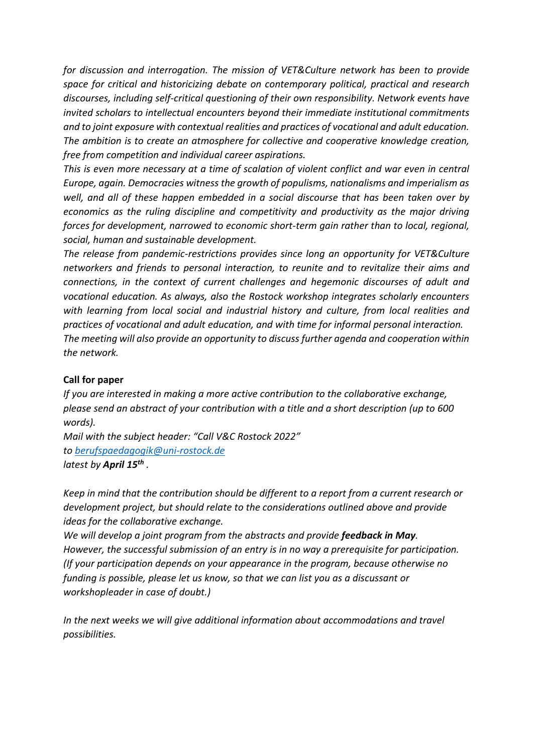*for discussion and interrogation. The mission of VET&Culture network has been to provide space for critical and historicizing debate on contemporary political, practical and research discourses, including self-critical questioning of their own responsibility. Network events have invited scholars to intellectual encounters beyond their immediate institutional commitments and to joint exposure with contextual realities and practices of vocational and adult education. The ambition is to create an atmosphere for collective and cooperative knowledge creation, free from competition and individual career aspirations.*

*This is even more necessary at a time of scalation of violent conflict and war even in central Europe, again. Democracies witness the growth of populisms, nationalisms and imperialism as well, and all of these happen embedded in a social discourse that has been taken over by economics as the ruling discipline and competitivity and productivity as the major driving forces for development, narrowed to economic short-term gain rather than to local, regional, social, human and sustainable development.*

*The release from pandemic-restrictions provides since long an opportunity for VET&Culture networkers and friends to personal interaction, to reunite and to revitalize their aims and connections, in the context of current challenges and hegemonic discourses of adult and vocational education. As always, also the Rostock workshop integrates scholarly encounters with learning from local social and industrial history and culture, from local realities and practices of vocational and adult education, and with time for informal personal interaction.*

*The meeting will also provide an opportunity to discuss further agenda and cooperation within the network.*

**Call for paper**

*If you are interested in making a more active contribution to the collaborative exchange, please send an abstract of your contribution with a title and a short description (up to 600 words).*

*Mail with the subject header: "Call V&C Rostock 2022"*
*to [berufspaedagogik@uni-rostock.de](mailto:berufspaedagogik@uni-rostock.de)*
*latest by **April 15th** .*

*Keep in mind that the contribution should be different to a report from a current research or development project, but should relate to the considerations outlined above and provide ideas for the collaborative exchange.*

*We will develop a joint program from the abstracts and provide **feedback in May**.*
*However, the successful submission of an entry is in no way a prerequisite for participation. (If your participation depends on your appearance in the program, because otherwise no funding is possible, please let us know, so that we can list you as a discussant or workshopleader in case of doubt.)*

*In the next weeks we will give additional information about accommodations and travel possibilities.*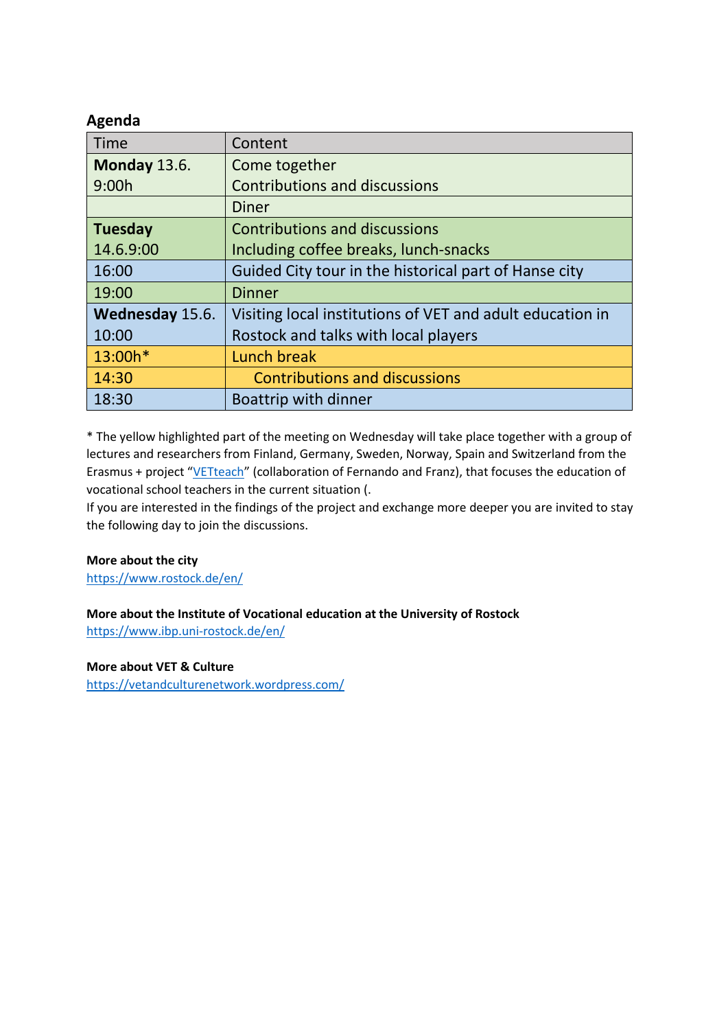**Agenda**

| Time | Content |
|---|---|
| **Monday** 13.6.<br>9:00h | Come together<br>Contributions and discussions |
| | Diner |
| **Tuesday**<br>14.6.9:00 | Contributions and discussions<br>Including coffee breaks, lunch-snacks |
| 16:00 | Guided City tour in the historical part of Hanse city |
| 19:00 | Dinner |
| **Wednesday** 15.6.<br>10:00 | Visiting local institutions of VET and adult education in Rostock and talks with local players |
| 13:00h* | Lunch break |
| 14:30 | Contributions and discussions |
| 18:30 | Boattrip with dinner |

* The yellow highlighted part of the meeting on Wednesday will take place together with a group of lectures and researchers from Finland, Germany, Sweden, Norway, Spain and Switzerland from the Erasmus + project "VETteach" (collaboration of Fernando and Franz), that focuses the education of vocational school teachers in the current situation (.

If you are interested in the findings of the project and exchange more deeper you are invited to stay the following day to join the discussions.

**More about the city**

https://www.rostock.de/en/

**More about the Institute of Vocational education at the University of Rostock**

https://www.ibp.uni-rostock.de/en/

**More about VET & Culture**

https://vetandculturenetwork.wordpress.com/